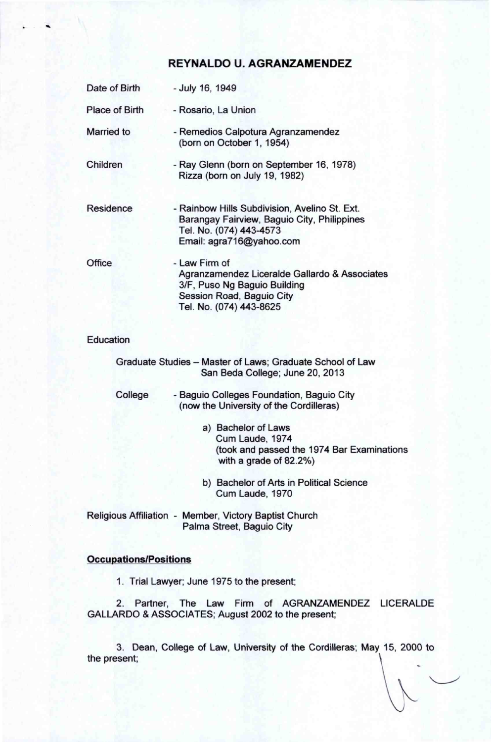# REYNALDO U. AGRANZAMENDEZ

| | |
|---|---|
| Date of Birth | - July 16, 1949 |
| Place of Birth | - Rosario, La Union |
| Married to | - Remedios Calpotura Agranzamendez (born on October 1, 1954) |
| Children | - Ray Glenn (born on September 16, 1978) Rizza (born on July 19, 1982) |
| Residence | - Rainbow Hills Subdivision, Avelino St. Ext. Barangay Fairview, Baguio City, Philippines Tel. No. (074) 443-4573 Email: agra716@yahoo.com |
| Office | - Law Firm of Agranzamendez Liceralde Gallardo & Associates 3/F, Puso Ng Baguio Building Session Road, Baguio City Tel. No. (074) 443-8625 |

Education

Graduate Studies – Master of Laws; Graduate School of Law
San Beda College; June 20, 2013

College - Baguio Colleges Foundation, Baguio City
(now the University of the Cordilleras)

a) Bachelor of Laws
Cum Laude, 1974
(took and passed the 1974 Bar Examinations with a grade of 82.2%)

b) Bachelor of Arts in Political Science
Cum Laude, 1970

Religious Affiliation - Member, Victory Baptist Church
Palma Street, Baguio City

**Occupations/Positions**

1. Trial Lawyer; June 1975 to the present;

2. Partner, The Law Firm of AGRANZAMENDEZ LICERALDE GALLARDO & ASSOCIATES; August 2002 to the present;

3. Dean, College of Law, University of the Cordilleras; May 15, 2000 to the present;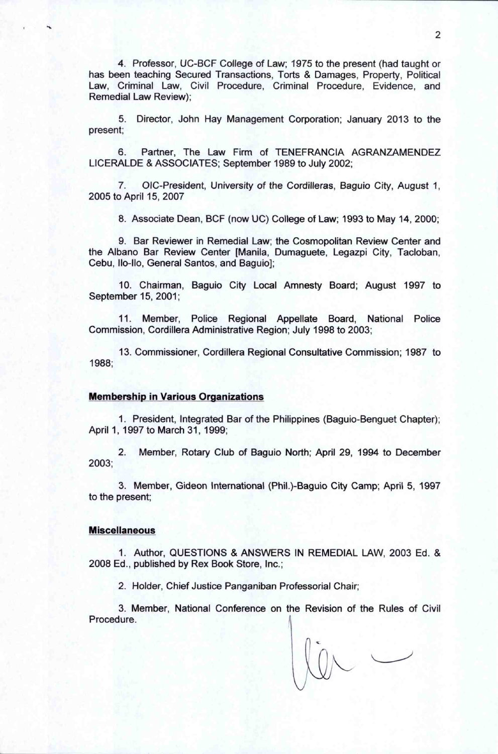4. Professor, UC-BCF College of Law; 1975 to the present (had taught or has been teaching Secured Transactions, Torts & Damages, Property, Political Law, Criminal Law, Civil Procedure, Criminal Procedure, Evidence, and Remedial Law Review);

5. Director, John Hay Management Corporation; January 2013 to the present;

6. Partner, The Law Firm of TENEFRANCIA AGRANZAMENDEZ LICERALDE & ASSOCIATES; September 1989 to July 2002;

7. OIC-President, University of the Cordilleras, Baguio City, August 1, 2005 to April 15, 2007

8. Associate Dean, BCF (now UC) College of Law; 1993 to May 14, 2000;

9. Bar Reviewer in Remedial Law; the Cosmopolitan Review Center and the Albano Bar Review Center [Manila, Dumaguete, Legazpi City, Tacloban, Cebu, Ilo-Ilo, General Santos, and Baguio];

10. Chairman, Baguio City Local Amnesty Board; August 1997 to September 15, 2001;

11. Member, Police Regional Appellate Board, National Police Commission, Cordillera Administrative Region; July 1998 to 2003;

13. Commissioner, Cordillera Regional Consultative Commission; 1987 to 1988;

**Membership in Various Organizations**

1. President, Integrated Bar of the Philippines (Baguio-Benguet Chapter); April 1, 1997 to March 31, 1999;

2. Member, Rotary Club of Baguio North; April 29, 1994 to December 2003;

3. Member, Gideon International (Phil.)-Baguio City Camp; April 5, 1997 to the present;

**Miscellaneous**

1. Author, QUESTIONS & ANSWERS IN REMEDIAL LAW, 2003 Ed. & 2008 Ed., published by Rex Book Store, Inc.;

2. Holder, Chief Justice Panganiban Professorial Chair;

3. Member, National Conference on the Revision of the Rules of Civil Procedure.